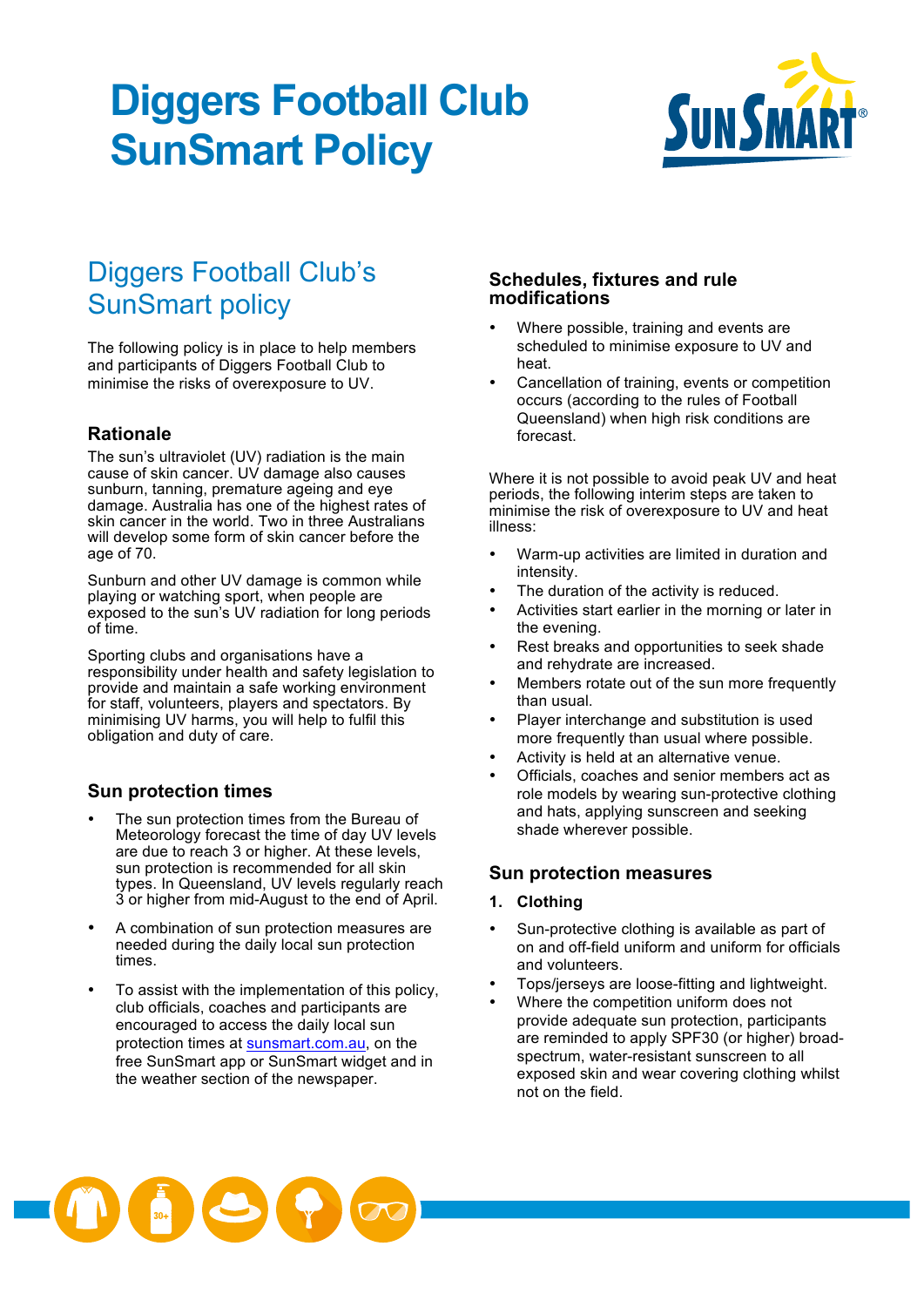# Diggers Football Club SunSmart Policy

## Diggers Football Club's SunSmart policy

The following policy is in place to help members and participants of Diggers Football Club to minimise the risks of overexposure to UV.

### Rationale

The sun's ultraviolet (UV) radiation is the main cause of skin cancer. UV damage also causes sunburn, tanning, premature ageing and eye damage. Australia has one of the highest rates of skin cancer in the world. Two in three Australians will develop some form of skin cancer before the age of 70.

Sunburn and other UV damage is common while playing or watching sport, when people are exposed to the sun's UV radiation for long periods of time.

Sporting clubs and organisations have a responsibility under health and safety legislation to provide and maintain a safe working environment for staff, volunteers, players and spectators. By minimising UV harms, you will help to fulfil this obligation and duty of care.

### Sun protection times

- The sun protection times from the Bureau of Meteorology forecast the time of day UV levels are due to reach 3 or higher. At these levels, sun protection is recommended for all skin types. In Queensland, UV levels regularly reach 3 or higher from mid-August to the end of April.
- A combination of sun protection measures are needed during the daily local sun protection times.
- To assist with the implementation of this policy, club officials, coaches and participants are encouraged to access the daily local sun protection times at sunsmart.com.au, on the free SunSmart app or SunSmart widget and in the weather section of the newspaper.

### Schedules, fixtures and rule modifications

- Where possible, training and events are scheduled to minimise exposure to UV and heat.
- Cancellation of training, events or competition occurs (according to the rules of Football Queensland) when high risk conditions are forecast.

Where it is not possible to avoid peak UV and heat periods, the following interim steps are taken to minimise the risk of overexposure to UV and heat illness:

- Warm-up activities are limited in duration and intensity.
- The duration of the activity is reduced.
- Activities start earlier in the morning or later in the evening.
- Rest breaks and opportunities to seek shade and rehydrate are increased.
- Members rotate out of the sun more frequently than usual.
- Player interchange and substitution is used more frequently than usual where possible.
- Activity is held at an alternative venue.
- Officials, coaches and senior members act as role models by wearing sun-protective clothing and hats, applying sunscreen and seeking shade wherever possible.

### Sun protection measures

**1. Clothing**

- Sun-protective clothing is available as part of on and off-field uniform and uniform for officials and volunteers.
- Tops/jerseys are loose-fitting and lightweight.
- Where the competition uniform does not provide adequate sun protection, participants are reminded to apply SPF30 (or higher) broad-spectrum, water-resistant sunscreen to all exposed skin and wear covering clothing whilst not on the field.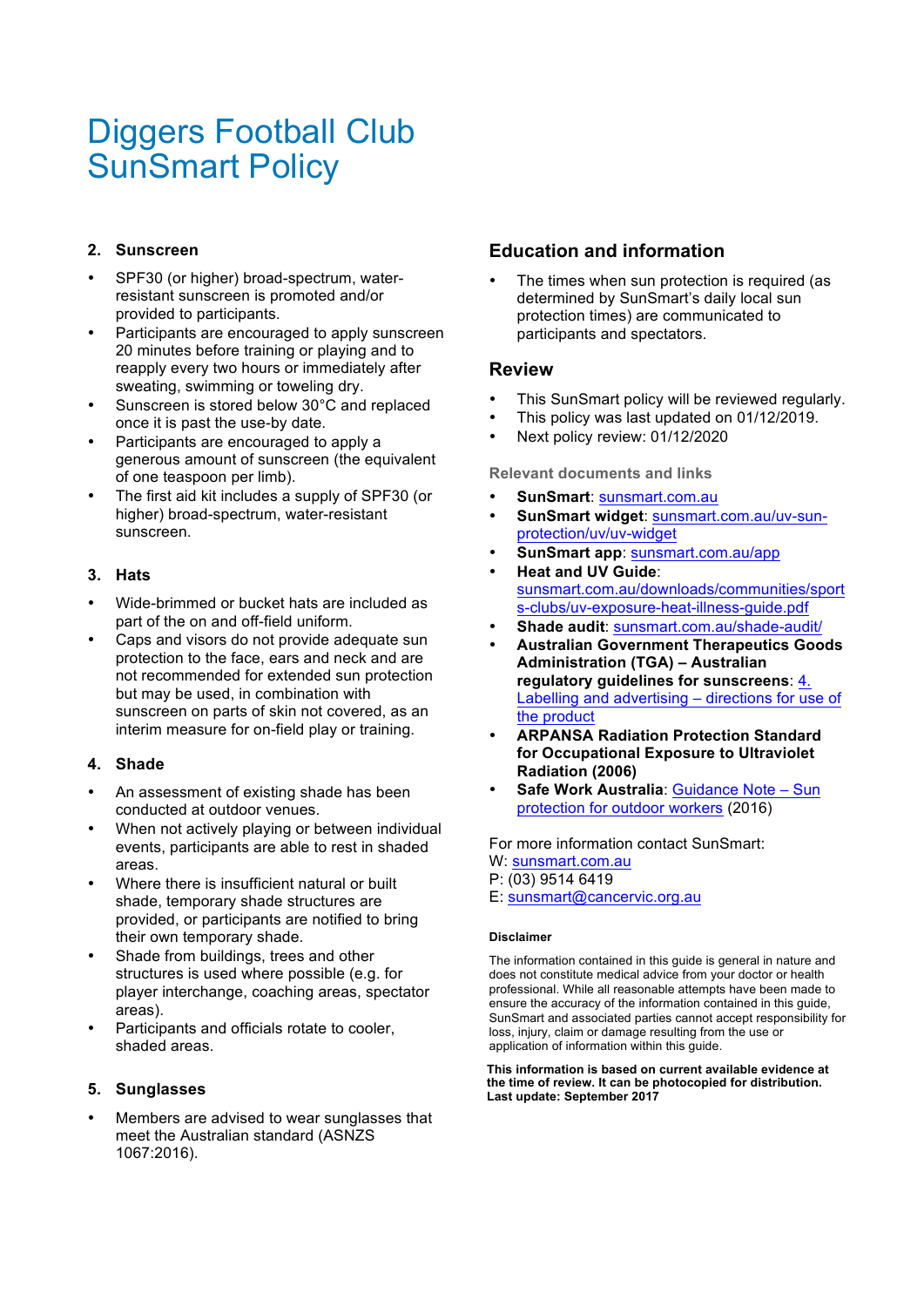# Diggers Football Club SunSmart Policy

### 2. Sunscreen

- SPF30 (or higher) broad-spectrum, water-resistant sunscreen is promoted and/or provided to participants.
- Participants are encouraged to apply sunscreen 20 minutes before training or playing and to reapply every two hours or immediately after sweating, swimming or toweling dry.
- Sunscreen is stored below 30°C and replaced once it is past the use-by date.
- Participants are encouraged to apply a generous amount of sunscreen (the equivalent of one teaspoon per limb).
- The first aid kit includes a supply of SPF30 (or higher) broad-spectrum, water-resistant sunscreen.

### 3. Hats

- Wide-brimmed or bucket hats are included as part of the on and off-field uniform.
- Caps and visors do not provide adequate sun protection to the face, ears and neck and are not recommended for extended sun protection but may be used, in combination with sunscreen on parts of skin not covered, as an interim measure for on-field play or training.

### 4. Shade

- An assessment of existing shade has been conducted at outdoor venues.
- When not actively playing or between individual events, participants are able to rest in shaded areas.
- Where there is insufficient natural or built shade, temporary shade structures are provided, or participants are notified to bring their own temporary shade.
- Shade from buildings, trees and other structures is used where possible (e.g. for player interchange, coaching areas, spectator areas).
- Participants and officials rotate to cooler, shaded areas.

### 5. Sunglasses

- Members are advised to wear sunglasses that meet the Australian standard (ASNZS 1067:2016).

## Education and information

- The times when sun protection is required (as determined by SunSmart's daily local sun protection times) are communicated to participants and spectators.

## Review

- This SunSmart policy will be reviewed regularly.
- This policy was last updated on 01/12/2019.
- Next policy review: 01/12/2020

### Relevant documents and links

- **SunSmart**: sunsmart.com.au
- **SunSmart widget**: sunsmart.com.au/uv-sun-protection/uv/uv-widget
- **SunSmart app**: sunsmart.com.au/app
- **Heat and UV Guide**: sunsmart.com.au/downloads/communities/sports-clubs/uv-exposure-heat-illness-guide.pdf
- **Shade audit**: sunsmart.com.au/shade-audit/
- **Australian Government Therapeutics Goods Administration (TGA) – Australian regulatory guidelines for sunscreens**: 4. Labelling and advertising – directions for use of the product
- **ARPANSA Radiation Protection Standard for Occupational Exposure to Ultraviolet Radiation (2006)**
- **Safe Work Australia**: Guidance Note – Sun protection for outdoor workers (2016)

For more information contact SunSmart:
W: sunsmart.com.au
P: (03) 9514 6419
E: sunsmart@cancervic.org.au

**Disclaimer**

The information contained in this guide is general in nature and does not constitute medical advice from your doctor or health professional. While all reasonable attempts have been made to ensure the accuracy of the information contained in this guide, SunSmart and associated parties cannot accept responsibility for loss, injury, claim or damage resulting from the use or application of information within this guide.

**This information is based on current available evidence at the time of review. It can be photocopied for distribution. Last update: September 2017**